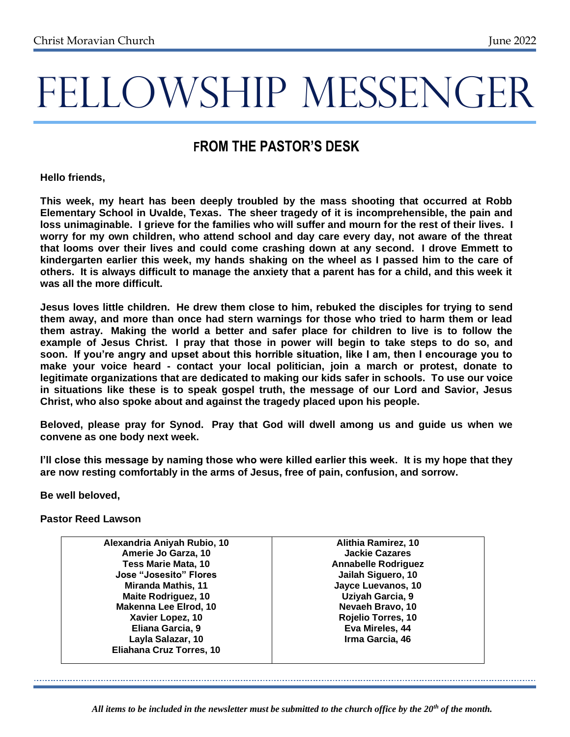# FELLOWSHIP MESSENGER

## FROM THE PASTOR'S DESK

**Hello friends,**

**This week, my heart has been deeply troubled by the mass shooting that occurred at Robb Elementary School in Uvalde, Texas. The sheer tragedy of it is incomprehensible, the pain and loss unimaginable. I grieve for the families who will suffer and mourn for the rest of their lives. I worry for my own children, who attend school and day care every day, not aware of the threat that looms over their lives and could come crashing down at any second. I drove Emmett to kindergarten earlier this week, my hands shaking on the wheel as I passed him to the care of others. It is always difficult to manage the anxiety that a parent has for a child, and this week it was all the more difficult.**

**Jesus loves little children. He drew them close to him, rebuked the disciples for trying to send them away, and more than once had stern warnings for those who tried to harm them or lead them astray. Making the world a better and safer place for children to live is to follow the example of Jesus Christ. I pray that those in power will begin to take steps to do so, and soon. If you're angry and upset about this horrible situation, like I am, then I encourage you to make your voice heard - contact your local politician, join a march or protest, donate to legitimate organizations that are dedicated to making our kids safer in schools. To use our voice in situations like these is to speak gospel truth, the message of our Lord and Savior, Jesus Christ, who also spoke about and against the tragedy placed upon his people.**

**Beloved, please pray for Synod. Pray that God will dwell among us and guide us when we convene as one body next week.**

**I'll close this message by naming those who were killed earlier this week. It is my hope that they are now resting comfortably in the arms of Jesus, free of pain, confusion, and sorrow.**

**Be well beloved,**

**Pastor Reed Lawson**

| | |
|---|---|
| **Alexandria Aniyah Rubio, 10** | **Alithia Ramirez, 10** |
| **Amerie Jo Garza, 10** | **Jackie Cazares** |
| **Tess Marie Mata, 10** | **Annabelle Rodriguez** |
| **Jose "Josesito" Flores** | **Jailah Siguero, 10** |
| **Miranda Mathis, 11** | **Jayce Luevanos, 10** |
| **Maite Rodriguez, 10** | **Uziyah Garcia, 9** |
| **Makenna Lee Elrod, 10** | **Nevaeh Bravo, 10** |
| **Xavier Lopez, 10** | **Rojelio Torres, 10** |
| **Eliana Garcia, 9** | **Eva Mireles, 44** |
| **Layla Salazar, 10** | **Irma Garcia, 46** |
| **Eliahana Cruz Torres, 10** | |

*All items to be included in the newsletter must be submitted to the church office by the 20th of the month.*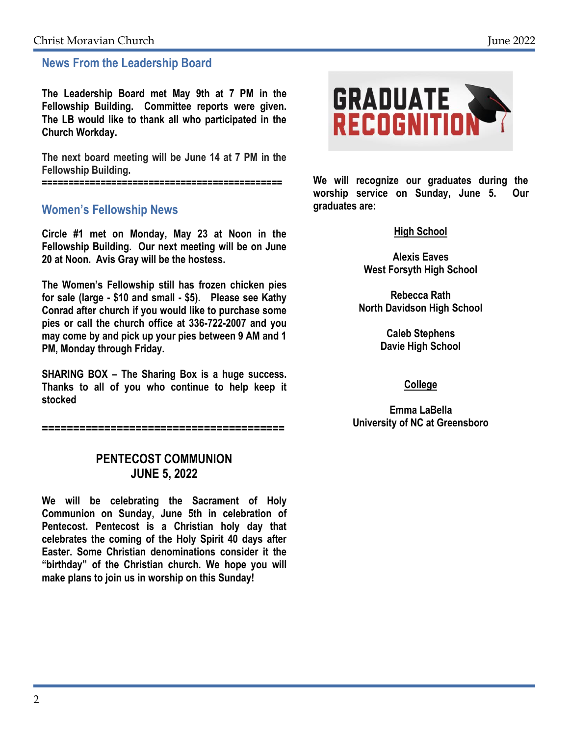## News From the Leadership Board

**The Leadership Board met May 9th at 7 PM in the Fellowship Building. Committee reports were given. The LB would like to thank all who participated in the Church Workday.**

**The next board meeting will be June 14 at 7 PM in the Fellowship Building.**

============================================

## Women's Fellowship News

**Circle #1 met on Monday, May 23 at Noon in the Fellowship Building. Our next meeting will be on June 20 at Noon. Avis Gray will be the hostess.**

**The Women's Fellowship still has frozen chicken pies for sale (large - $10 and small - $5). Please see Kathy Conrad after church if you would like to purchase some pies or call the church office at 336-722-2007 and you may come by and pick up your pies between 9 AM and 1 PM, Monday through Friday.**

**SHARING BOX – The Sharing Box is a huge success. Thanks to all of you who continue to help keep it stocked**

========================================

## PENTECOST COMMUNION
## JUNE 5, 2022

**We will be celebrating the Sacrament of Holy Communion on Sunday, June 5th in celebration of Pentecost. Pentecost is a Christian holy day that celebrates the coming of the Holy Spirit 40 days after Easter. Some Christian denominations consider it the "birthday" of the Christian church. We hope you will make plans to join us in worship on this Sunday!**

## GRADUATE RECOGNITION

**We will recognize our graduates during the worship service on Sunday, June 5. Our graduates are:**

**High School**

**Alexis Eaves**
**West Forsyth High School**

**Rebecca Rath**
**North Davidson High School**

**Caleb Stephens**
**Davie High School**

**College**

**Emma LaBella**
**University of NC at Greensboro**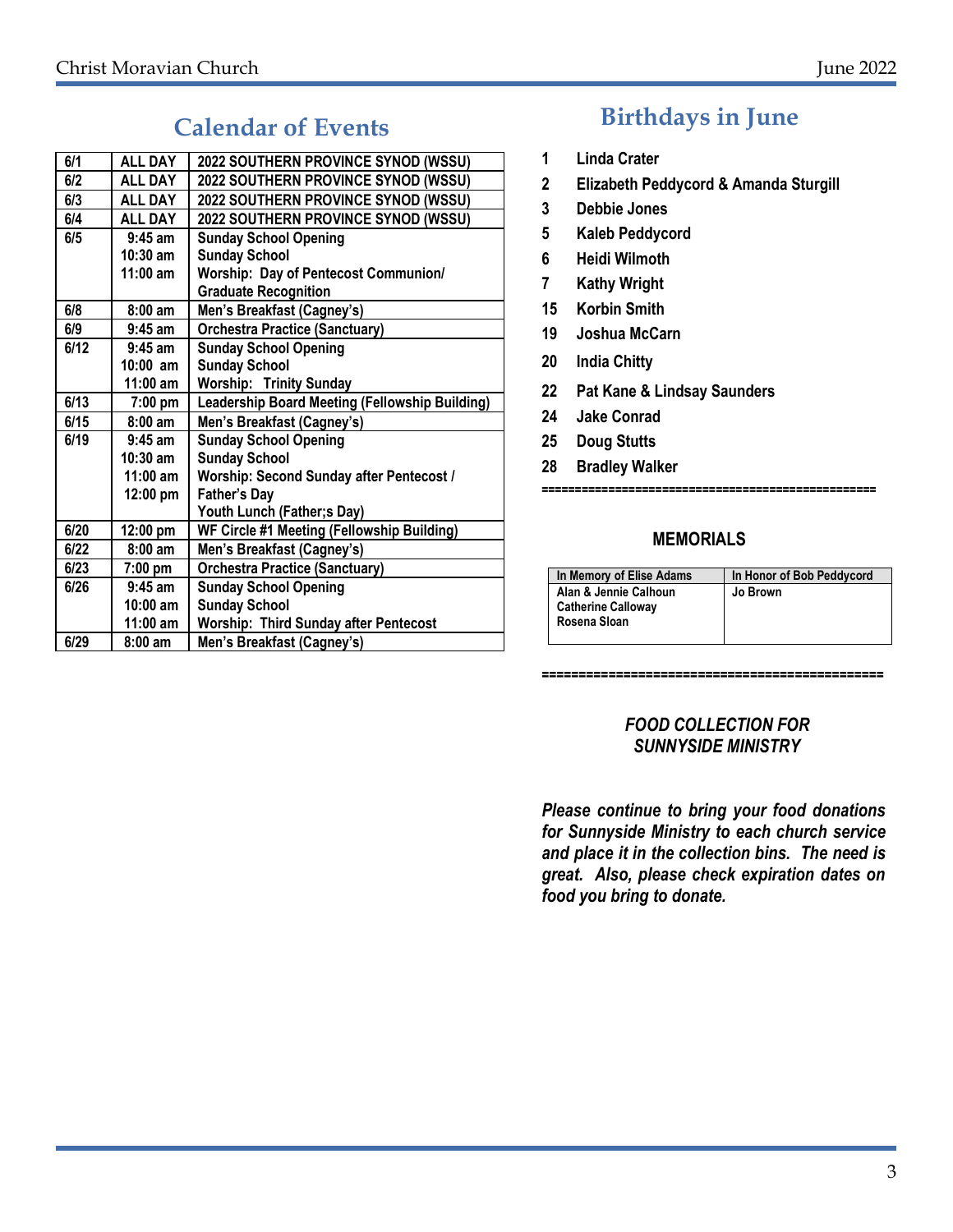## Calendar of Events

| Date | Time | Event |
|---|---|---|
| 6/1 | ALL DAY | 2022 SOUTHERN PROVINCE SYNOD (WSSU) |
| 6/2 | ALL DAY | 2022 SOUTHERN PROVINCE SYNOD (WSSU) |
| 6/3 | ALL DAY | 2022 SOUTHERN PROVINCE SYNOD (WSSU) |
| 6/4 | ALL DAY | 2022 SOUTHERN PROVINCE SYNOD (WSSU) |
| 6/5 | 9:45 am<br>10:30 am<br>11:00 am | Sunday School Opening<br>Sunday School<br>Worship: Day of Pentecost Communion/ Graduate Recognition |
| 6/8 | 8:00 am | Men's Breakfast (Cagney's) |
| 6/9 | 9:45 am | Orchestra Practice (Sanctuary) |
| 6/12 | 9:45 am<br>10:00 am<br>11:00 am | Sunday School Opening<br>Sunday School<br>Worship: Trinity Sunday |
| 6/13 | 7:00 pm | Leadership Board Meeting (Fellowship Building) |
| 6/15 | 8:00 am | Men's Breakfast (Cagney's) |
| 6/19 | 9:45 am<br>10:30 am<br>11:00 am<br>12:00 pm | Sunday School Opening<br>Sunday School<br>Worship: Second Sunday after Pentecost / Father's Day<br>Youth Lunch (Father;s Day) |
| 6/20 | 12:00 pm | WF Circle #1 Meeting (Fellowship Building) |
| 6/22 | 8:00 am | Men's Breakfast (Cagney's) |
| 6/23 | 7:00 pm | Orchestra Practice (Sanctuary) |
| 6/26 | 9:45 am<br>10:00 am<br>11:00 am | Sunday School Opening<br>Sunday School<br>Worship: Third Sunday after Pentecost |
| 6/29 | 8:00 am | Men's Breakfast (Cagney's) |

## Birthdays in June

**1** Linda Crater
**2** Elizabeth Peddycord & Amanda Sturgill
**3** Debbie Jones
**5** Kaleb Peddycord
**6** Heidi Wilmoth
**7** Kathy Wright
**15** Korbin Smith
**19** Joshua McCarn
**20** India Chitty
**22** Pat Kane & Lindsay Saunders
**24** Jake Conrad
**25** Doug Stutts
**28** Bradley Walker

==================================================

### MEMORIALS

| In Memory of Elise Adams | In Honor of Bob Peddycord |
|---|---|
| Alan & Jennie Calhoun<br>Catherine Calloway<br>Rosena Sloan | Jo Brown |

==============================================

***FOOD COLLECTION FOR SUNNYSIDE MINISTRY***

***Please continue to bring your food donations for Sunnyside Ministry to each church service and place it in the collection bins. The need is great. Also, please check expiration dates on food you bring to donate.***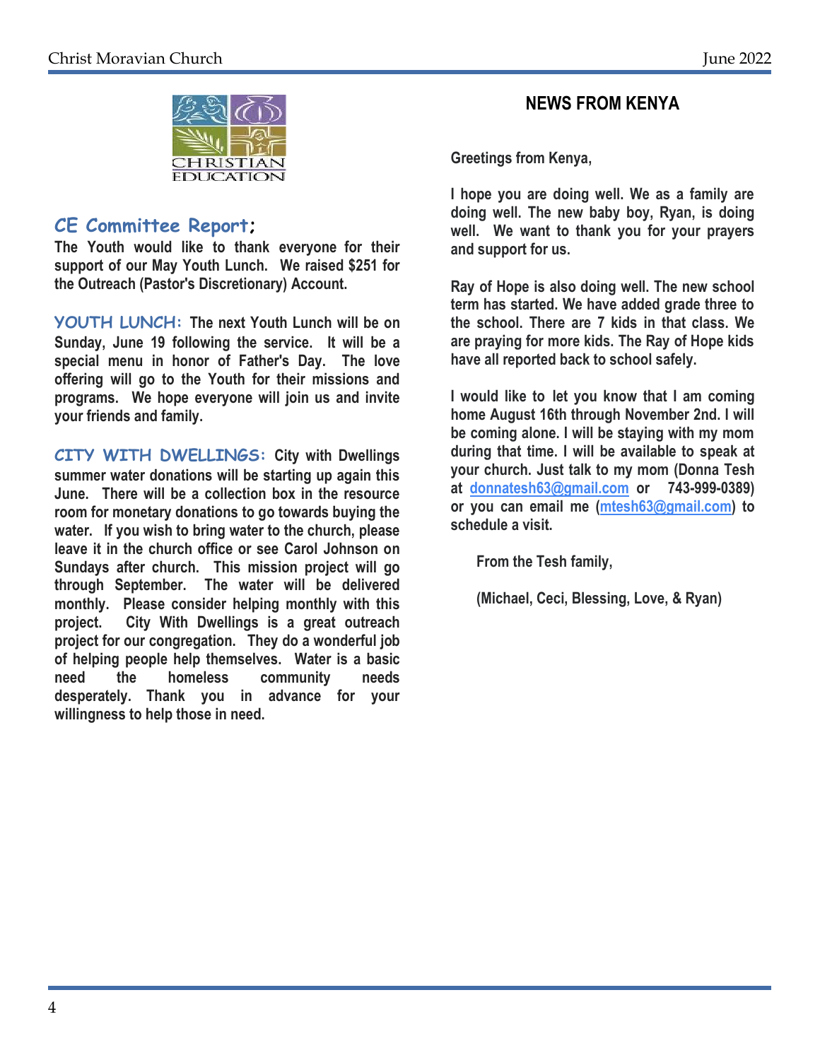CHRISTIAN EDUCATION

## CE Committee Report;

**The Youth would like to thank everyone for their support of our May Youth Lunch. We raised $251 for the Outreach (Pastor's Discretionary) Account.**

**YOUTH LUNCH:** **The next Youth Lunch will be on Sunday, June 19 following the service. It will be a special menu in honor of Father's Day. The love offering will go to the Youth for their missions and programs. We hope everyone will join us and invite your friends and family.**

**CITY WITH DWELLINGS:** **City with Dwellings summer water donations will be starting up again this June. There will be a collection box in the resource room for monetary donations to go towards buying the water. If you wish to bring water to the church, please leave it in the church office or see Carol Johnson on Sundays after church. This mission project will go through September. The water will be delivered monthly. Please consider helping monthly with this project. City With Dwellings is a great outreach project for our congregation. They do a wonderful job of helping people help themselves. Water is a basic need the homeless community needs desperately. Thank you in advance for your willingness to help those in need.**

## NEWS FROM KENYA

**Greetings from Kenya,**

**I hope you are doing well. We as a family are doing well. The new baby boy, Ryan, is doing well. We want to thank you for your prayers and support for us.**

**Ray of Hope is also doing well. The new school term has started. We have added grade three to the school. There are 7 kids in that class. We are praying for more kids. The Ray of Hope kids have all reported back to school safely.**

**I would like to let you know that I am coming home August 16th through November 2nd. I will be coming alone. I will be staying with my mom during that time. I will be available to speak at your church. Just talk to my mom (Donna Tesh at donnatesh63@gmail.com or 743-999-0389) or you can email me (mtesh63@gmail.com) to schedule a visit.**

**From the Tesh family,**

**(Michael, Ceci, Blessing, Love, & Ryan)**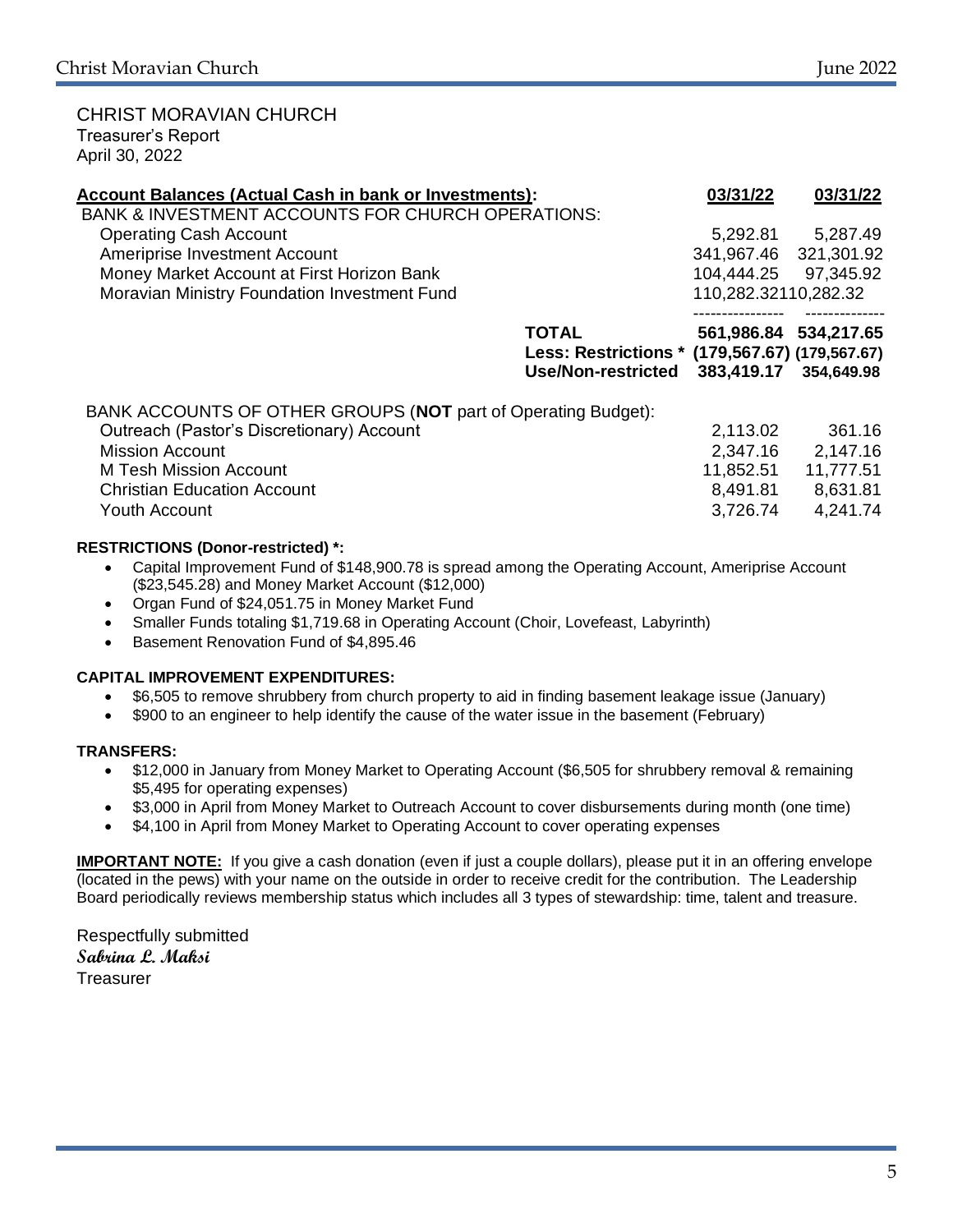CHRIST MORAVIAN CHURCH
Treasurer's Report
April 30, 2022

| **Account Balances (Actual Cash in bank or Investments):** | | **03/31/22** | **03/31/22** |
|---|---|---|---|
| BANK & INVESTMENT ACCOUNTS FOR CHURCH OPERATIONS: | | | |
| Operating Cash Account | | 5,292.81 | 5,287.49 |
| Ameriprise Investment Account | | 341,967.46 | 321,301.92 |
| Money Market Account at First Horizon Bank | | 104,444.25 | 97,345.92 |
| Moravian Ministry Foundation Investment Fund | | 110,282.32 | 110,282.32 |
| | | --------------- | ------------- |
| | **TOTAL** | **561,986.84** | **534,217.65** |
| | **Less: Restrictions *** | **(179,567.67)** | **(179,567.67)** |
| | **Use/Non-restricted** | **383,419.17** | **354,649.98** |
| BANK ACCOUNTS OF OTHER GROUPS (**NOT** part of Operating Budget): | | | |
| Outreach (Pastor's Discretionary) Account | | 2,113.02 | 361.16 |
| Mission Account | | 2,347.16 | 2,147.16 |
| M Tesh Mission Account | | 11,852.51 | 11,777.51 |
| Christian Education Account | | 8,491.81 | 8,631.81 |
| Youth Account | | 3,726.74 | 4,241.74 |

**RESTRICTIONS (Donor-restricted) *:**

- Capital Improvement Fund of $148,900.78 is spread among the Operating Account, Ameriprise Account ($23,545.28) and Money Market Account ($12,000)
- Organ Fund of $24,051.75 in Money Market Fund
- Smaller Funds totaling $1,719.68 in Operating Account (Choir, Lovefeast, Labyrinth)
- Basement Renovation Fund of $4,895.46

**CAPITAL IMPROVEMENT EXPENDITURES:**

- $6,505 to remove shrubbery from church property to aid in finding basement leakage issue (January)
- $900 to an engineer to help identify the cause of the water issue in the basement (February)

**TRANSFERS:**

- $12,000 in January from Money Market to Operating Account ($6,505 for shrubbery removal & remaining $5,495 for operating expenses)
- $3,000 in April from Money Market to Outreach Account to cover disbursements during month (one time)
- $4,100 in April from Money Market to Operating Account to cover operating expenses

**IMPORTANT NOTE:** If you give a cash donation (even if just a couple dollars), please put it in an offering envelope (located in the pews) with your name on the outside in order to receive credit for the contribution. The Leadership Board periodically reviews membership status which includes all 3 types of stewardship: time, talent and treasure.

Respectfully submitted
*Sabrina L. Maksi*
Treasurer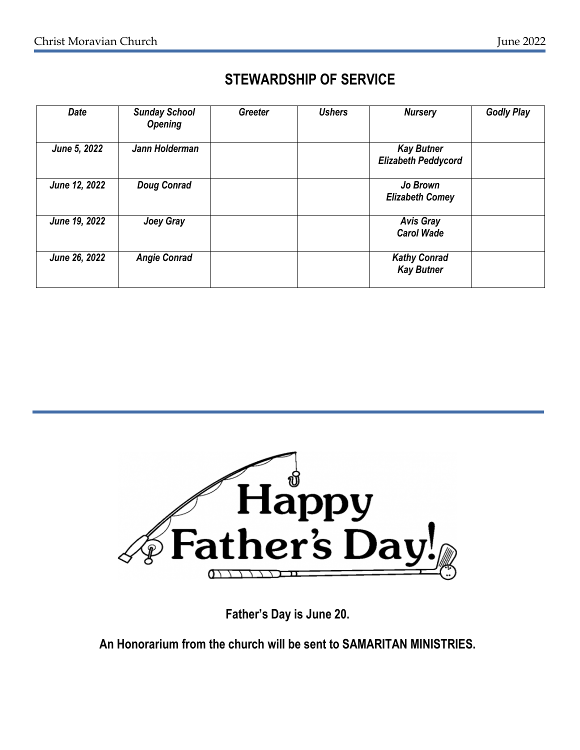## STEWARDSHIP OF SERVICE

| *Date* | *Sunday School Opening* | *Greeter* | *Ushers* | *Nursery* | *Godly Play* |
|---|---|---|---|---|---|
| *June 5, 2022* | *Jann Holderman* | | | *Kay Butner*<br>*Elizabeth Peddycord* | |
| *June 12, 2022* | *Doug Conrad* | | | *Jo Brown*<br>*Elizabeth Comey* | |
| *June 19, 2022* | *Joey Gray* | | | *Avis Gray*<br>*Carol Wade* | |
| *June 26, 2022* | *Angie Conrad* | | | *Kathy Conrad*<br>*Kay Butner* | |

Happy Father's Day!

**Father's Day is June 20.**

**An Honorarium from the church will be sent to SAMARITAN MINISTRIES.**